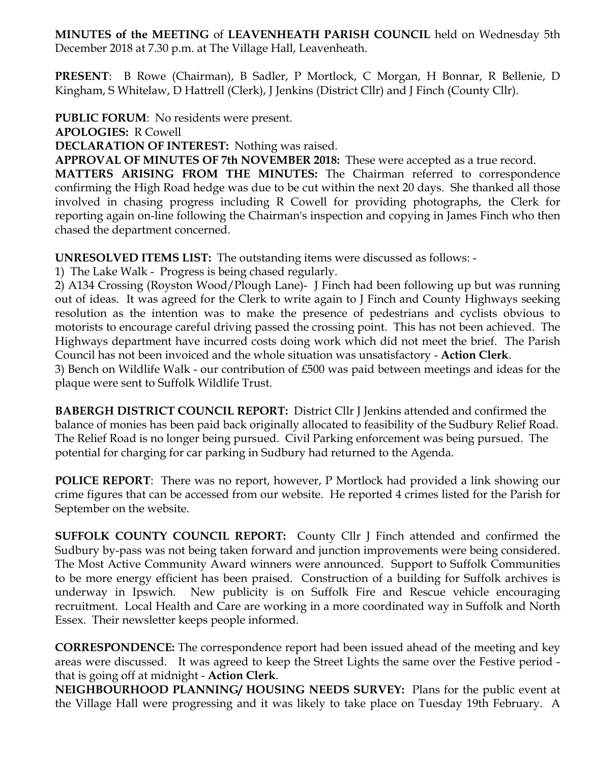**MINUTES of the MEETING** of **LEAVENHEATH PARISH COUNCIL** held on Wednesday 5th December 2018 at 7.30 p.m. at The Village Hall, Leavenheath.

**PRESENT**: B Rowe (Chairman), B Sadler, P Mortlock, C Morgan, H Bonnar, R Bellenie, D Kingham, S Whitelaw, D Hattrell (Clerk), J Jenkins (District Cllr) and J Finch (County Cllr).

**PUBLIC FORUM**: No residents were present.

**APOLOGIES:** R Cowell

**DECLARATION OF INTEREST:** Nothing was raised.

**APPROVAL OF MINUTES OF 7th NOVEMBER 2018:** These were accepted as a true record.

**MATTERS ARISING FROM THE MINUTES:** The Chairman referred to correspondence confirming the High Road hedge was due to be cut within the next 20 days. She thanked all those involved in chasing progress including R Cowell for providing photographs, the Clerk for reporting again on-line following the Chairman's inspection and copying in James Finch who then chased the department concerned.

**UNRESOLVED ITEMS LIST:** The outstanding items were discussed as follows: -

1) The Lake Walk - Progress is being chased regularly.

2) A134 Crossing (Royston Wood/Plough Lane)- J Finch had been following up but was running out of ideas. It was agreed for the Clerk to write again to J Finch and County Highways seeking resolution as the intention was to make the presence of pedestrians and cyclists obvious to motorists to encourage careful driving passed the crossing point. This has not been achieved. The Highways department have incurred costs doing work which did not meet the brief. The Parish Council has not been invoiced and the whole situation was unsatisfactory - **Action Clerk**.

3) Bench on Wildlife Walk - our contribution of £500 was paid between meetings and ideas for the plaque were sent to Suffolk Wildlife Trust.

**BABERGH DISTRICT COUNCIL REPORT:** District Cllr J Jenkins attended and confirmed the balance of monies has been paid back originally allocated to feasibility of the Sudbury Relief Road. The Relief Road is no longer being pursued. Civil Parking enforcement was being pursued. The potential for charging for car parking in Sudbury had returned to the Agenda.

**POLICE REPORT**: There was no report, however, P Mortlock had provided a link showing our crime figures that can be accessed from our website. He reported 4 crimes listed for the Parish for September on the website.

**SUFFOLK COUNTY COUNCIL REPORT:** County Cllr J Finch attended and confirmed the Sudbury by-pass was not being taken forward and junction improvements were being considered. The Most Active Community Award winners were announced. Support to Suffolk Communities to be more energy efficient has been praised. Construction of a building for Suffolk archives is underway in Ipswich. New publicity is on Suffolk Fire and Rescue vehicle encouraging recruitment. Local Health and Care are working in a more coordinated way in Suffolk and North Essex. Their newsletter keeps people informed.

**CORRESPONDENCE:** The correspondence report had been issued ahead of the meeting and key areas were discussed. It was agreed to keep the Street Lights the same over the Festive period - that is going off at midnight - **Action Clerk**.

**NEIGHBOURHOOD PLANNING/ HOUSING NEEDS SURVEY:** Plans for the public event at the Village Hall were progressing and it was likely to take place on Tuesday 19th February. A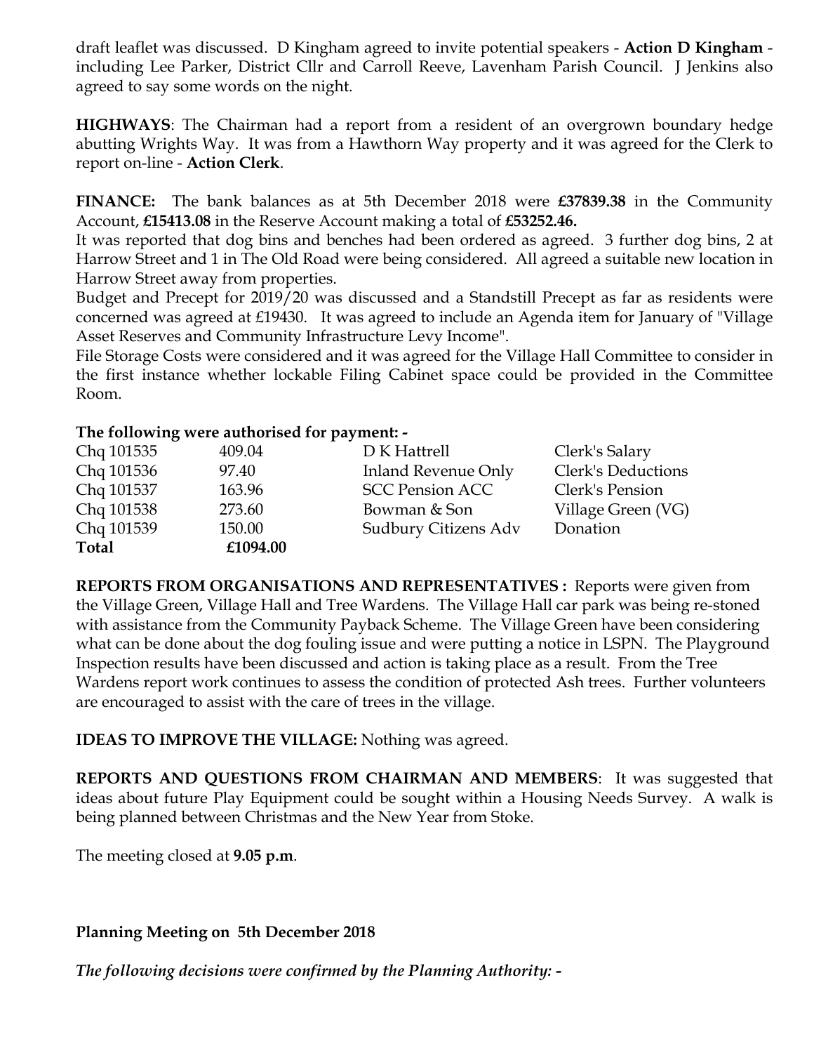draft leaflet was discussed. D Kingham agreed to invite potential speakers - **Action D Kingham** - including Lee Parker, District Cllr and Carroll Reeve, Lavenham Parish Council. J Jenkins also agreed to say some words on the night.

**HIGHWAYS**: The Chairman had a report from a resident of an overgrown boundary hedge abutting Wrights Way. It was from a Hawthorn Way property and it was agreed for the Clerk to report on-line - **Action Clerk**.

**FINANCE:** The bank balances as at 5th December 2018 were **£37839.38** in the Community Account, **£15413.08** in the Reserve Account making a total of **£53252.46.**

It was reported that dog bins and benches had been ordered as agreed. 3 further dog bins, 2 at Harrow Street and 1 in The Old Road were being considered. All agreed a suitable new location in Harrow Street away from properties.

Budget and Precept for 2019/20 was discussed and a Standstill Precept as far as residents were concerned was agreed at £19430. It was agreed to include an Agenda item for January of "Village Asset Reserves and Community Infrastructure Levy Income".

File Storage Costs were considered and it was agreed for the Village Hall Committee to consider in the first instance whether lockable Filing Cabinet space could be provided in the Committee Room.

**The following were authorised for payment: -**

| | | | |
|---|---|---|---|
| Chq 101535 | 409.04 | D K Hattrell | Clerk's Salary |
| Chq 101536 | 97.40 | Inland Revenue Only | Clerk's Deductions |
| Chq 101537 | 163.96 | SCC Pension ACC | Clerk's Pension |
| Chq 101538 | 273.60 | Bowman & Son | Village Green (VG) |
| Chq 101539 | 150.00 | Sudbury Citizens Adv | Donation |
| **Total** | **£1094.00** | | |

**REPORTS FROM ORGANISATIONS AND REPRESENTATIVES :** Reports were given from the Village Green, Village Hall and Tree Wardens. The Village Hall car park was being re-stoned with assistance from the Community Payback Scheme. The Village Green have been considering what can be done about the dog fouling issue and were putting a notice in LSPN. The Playground Inspection results have been discussed and action is taking place as a result. From the Tree Wardens report work continues to assess the condition of protected Ash trees. Further volunteers are encouraged to assist with the care of trees in the village.

**IDEAS TO IMPROVE THE VILLAGE:** Nothing was agreed.

**REPORTS AND QUESTIONS FROM CHAIRMAN AND MEMBERS**: It was suggested that ideas about future Play Equipment could be sought within a Housing Needs Survey. A walk is being planned between Christmas and the New Year from Stoke.

The meeting closed at **9.05 p.m**.

**Planning Meeting on 5th December 2018**

***The following decisions were confirmed by the Planning Authority: -***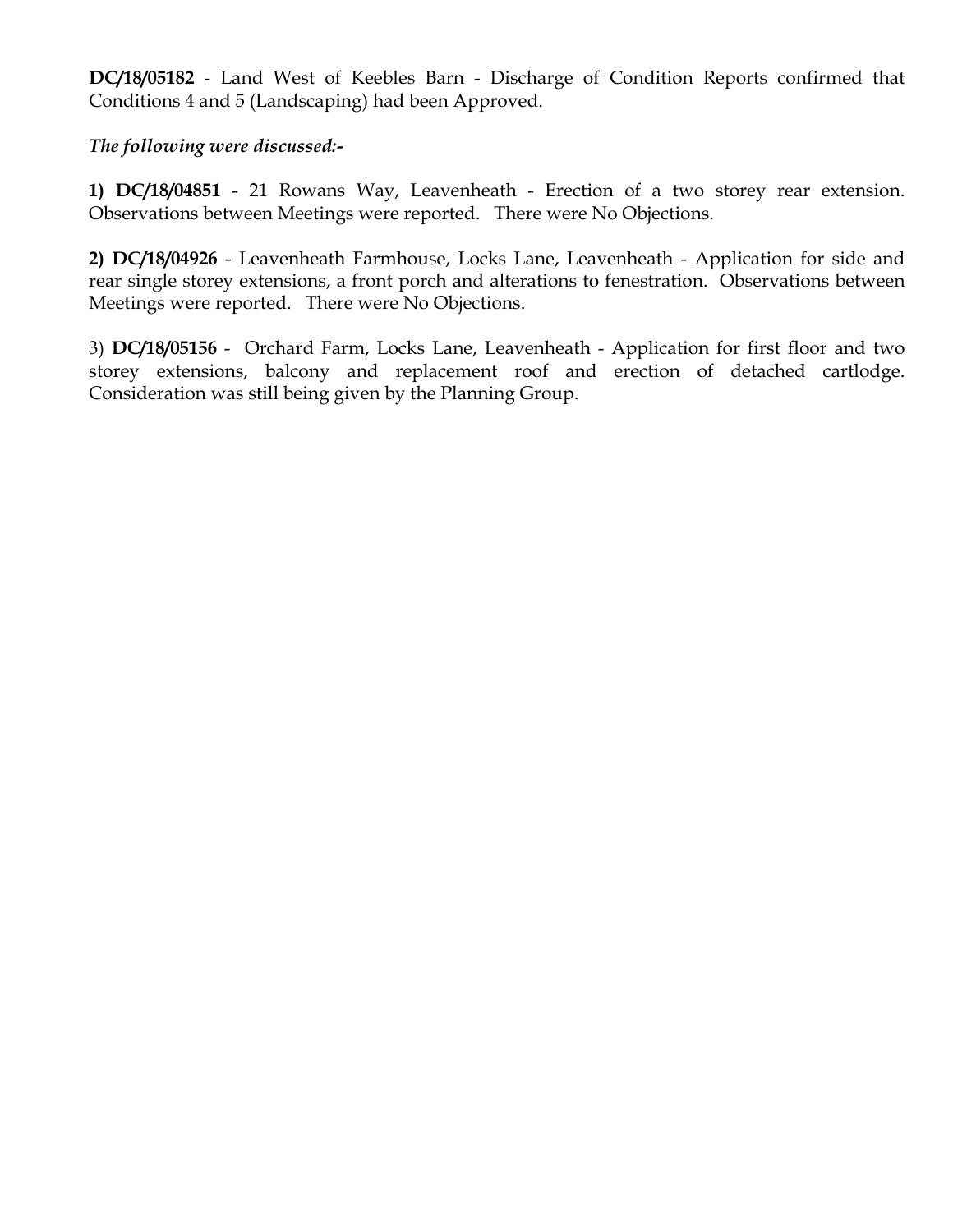**DC/18/05182** - Land West of Keebles Barn - Discharge of Condition Reports confirmed that Conditions 4 and 5 (Landscaping) had been Approved.

***The following were discussed:-***

**1) DC/18/04851** - 21 Rowans Way, Leavenheath - Erection of a two storey rear extension. Observations between Meetings were reported. There were No Objections.

**2) DC/18/04926** - Leavenheath Farmhouse, Locks Lane, Leavenheath - Application for side and rear single storey extensions, a front porch and alterations to fenestration. Observations between Meetings were reported. There were No Objections.

3) **DC/18/05156** - Orchard Farm, Locks Lane, Leavenheath - Application for first floor and two storey extensions, balcony and replacement roof and erection of detached cartlodge. Consideration was still being given by the Planning Group.